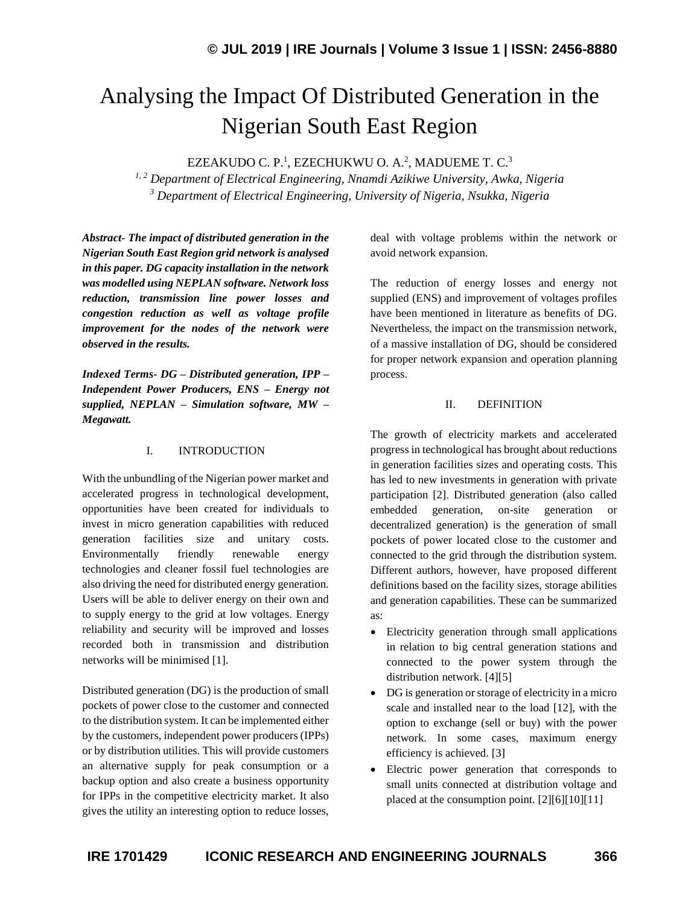# Analysing the Impact Of Distributed Generation in the Nigerian South East Region

EZEAKUDO C. P.[1], EZECHUKWU O. A.[2], MADUEME T. C.[3]

*[1, 2] Department of Electrical Engineering, Nnamdi Azikiwe University, Awka, Nigeria*
*[3] Department of Electrical Engineering, University of Nigeria, Nsukka, Nigeria*

***Abstract- The impact of distributed generation in the Nigerian South East Region grid network is analysed in this paper. DG capacity installation in the network was modelled using NEPLAN software. Network loss reduction, transmission line power losses and congestion reduction as well as voltage profile improvement for the nodes of the network were observed in the results.***

***Indexed Terms- DG – Distributed generation, IPP – Independent Power Producers, ENS – Energy not supplied, NEPLAN – Simulation software, MW – Megawatt.***

## I. INTRODUCTION

With the unbundling of the Nigerian power market and accelerated progress in technological development, opportunities have been created for individuals to invest in micro generation capabilities with reduced generation facilities size and unitary costs. Environmentally friendly renewable energy technologies and cleaner fossil fuel technologies are also driving the need for distributed energy generation. Users will be able to deliver energy on their own and to supply energy to the grid at low voltages. Energy reliability and security will be improved and losses recorded both in transmission and distribution networks will be minimised [1].

Distributed generation (DG) is the production of small pockets of power close to the customer and connected to the distribution system. It can be implemented either by the customers, independent power producers (IPPs) or by distribution utilities. This will provide customers an alternative supply for peak consumption or a backup option and also create a business opportunity for IPPs in the competitive electricity market. It also gives the utility an interesting option to reduce losses, deal with voltage problems within the network or avoid network expansion.

The reduction of energy losses and energy not supplied (ENS) and improvement of voltages profiles have been mentioned in literature as benefits of DG. Nevertheless, the impact on the transmission network, of a massive installation of DG, should be considered for proper network expansion and operation planning process.

## II. DEFINITION

The growth of electricity markets and accelerated progress in technological has brought about reductions in generation facilities sizes and operating costs. This has led to new investments in generation with private participation [2]. Distributed generation (also called embedded generation, on-site generation or decentralized generation) is the generation of small pockets of power located close to the customer and connected to the grid through the distribution system. Different authors, however, have proposed different definitions based on the facility sizes, storage abilities and generation capabilities. These can be summarized as:

- Electricity generation through small applications in relation to big central generation stations and connected to the power system through the distribution network. [4][5]
- DG is generation or storage of electricity in a micro scale and installed near to the load [12], with the option to exchange (sell or buy) with the power network. In some cases, maximum energy efficiency is achieved. [3]
- Electric power generation that corresponds to small units connected at distribution voltage and placed at the consumption point. [2][6][10][11]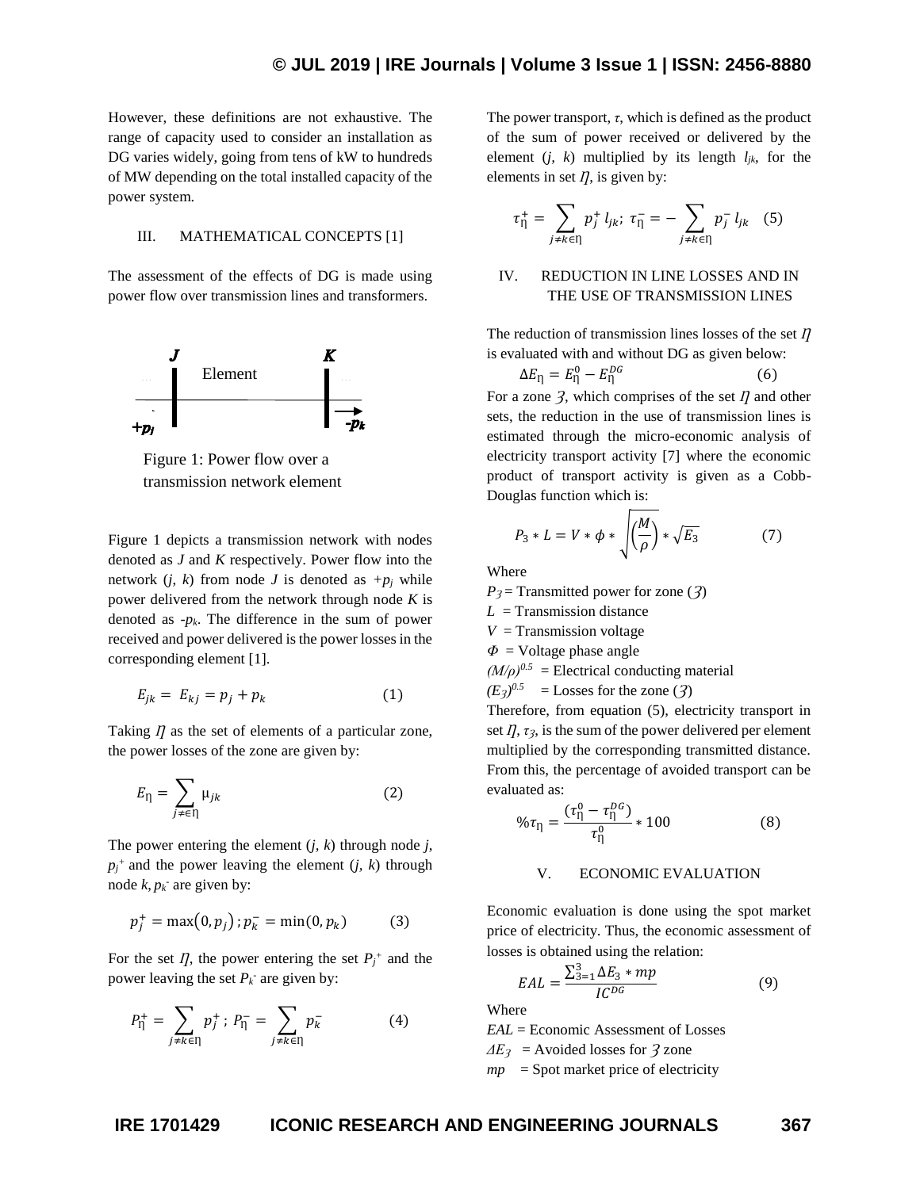However, these definitions are not exhaustive. The range of capacity used to consider an installation as DG varies widely, going from tens of kW to hundreds of MW depending on the total installed capacity of the power system.

## III. MATHEMATICAL CONCEPTS [1]

The assessment of the effects of DG is made using power flow over transmission lines and transformers.

Figure 1: Power flow over a transmission network element

Figure 1 depicts a transmission network with nodes denoted as *J* and *K* respectively. Power flow into the network (*j*, *k*) from node *J* is denoted as $+p_j$ while power delivered from the network through node *K* is denoted as $-p_k$. The difference in the sum of power received and power delivered is the power losses in the corresponding element [1].

$$E_{jk} = E_{kj} = p_j + p_k \quad (1)$$

Taking $\eta$ as the set of elements of a particular zone, the power losses of the zone are given by:

$$E_{\eta} = \sum_{j \neq \in \eta} \mu_{jk} \quad (2)$$

The power entering the element (*j*, *k*) through node *j*, $p_j^+$ and the power leaving the element (*j*, *k*) through node *k*, $p_k^-$ are given by:

$$p_j^+ = \max(0, p_j)\,;\, p_k^- = \min(0, p_k) \quad (3)$$

For the set $\eta$, the power entering the set $P_j^+$ and the power leaving the set $P_k^-$ are given by:

$$P_{\eta}^+ = \sum_{j \neq k \in \eta} p_j^+\,;\, P_{\eta}^- = \sum_{j \neq k \in \eta} p_k^- \quad (4)$$

The power transport, $\tau$, which is defined as the product of the sum of power received or delivered by the element (*j*, *k*) multiplied by its length $l_{jk}$, for the elements in set $\eta$, is given by:

$$\tau_{\eta}^+ = \sum_{j \neq k \in \eta} p_j^+ \, l_{jk};\; \tau_{\eta}^- = -\sum_{j \neq k \in \eta} p_j^- \, l_{jk} \quad (5)$$

## IV. REDUCTION IN LINE LOSSES AND IN THE USE OF TRANSMISSION LINES

The reduction of transmission lines losses of the set $\eta$ is evaluated with and without DG as given below:

$$\Delta E_{\eta} = E_{\eta}^0 - E_{\eta}^{DG} \quad (6)$$

For a zone $\mathcal{Z}$, which comprises of the set $\eta$ and other sets, the reduction in the use of transmission lines is estimated through the micro-economic analysis of electricity transport activity [7] where the economic product of transport activity is given as a Cobb-Douglas function which is:

$$P_3 * L = V * \phi * \sqrt{\left(\frac{M}{\rho}\right)} * \sqrt{E_3} \quad (7)$$

Where

$P_{\mathcal{Z}}$ = Transmitted power for zone ($\mathcal{Z}$)

$L$ = Transmission distance

$V$ = Transmission voltage

$\Phi$ = Voltage phase angle

$(M/\rho)^{0.5}$ = Electrical conducting material

$(E_{\mathcal{Z}})^{0.5}$ = Losses for the zone ($\mathcal{Z}$)

Therefore, from equation (5), electricity transport in set $\eta$, $\tau_{\mathcal{Z}}$, is the sum of the power delivered per element multiplied by the corresponding transmitted distance. From this, the percentage of avoided transport can be evaluated as:

$$\%\tau_{\eta} = \frac{(\tau_{\eta}^0 - \tau_{\eta}^{DG})}{\tau_{\eta}^0} * 100 \quad (8)$$

## V. ECONOMIC EVALUATION

Economic evaluation is done using the spot market price of electricity. Thus, the economic assessment of losses is obtained using the relation:

$$EAL = \frac{\sum_{3=1}^{3} \Delta E_3 * mp}{IC^{DG}} \quad (9)$$

Where

*EAL* = Economic Assessment of Losses

$\Delta E_{\mathcal{Z}}$ = Avoided losses for $\mathcal{Z}$ zone

*mp* = Spot market price of electricity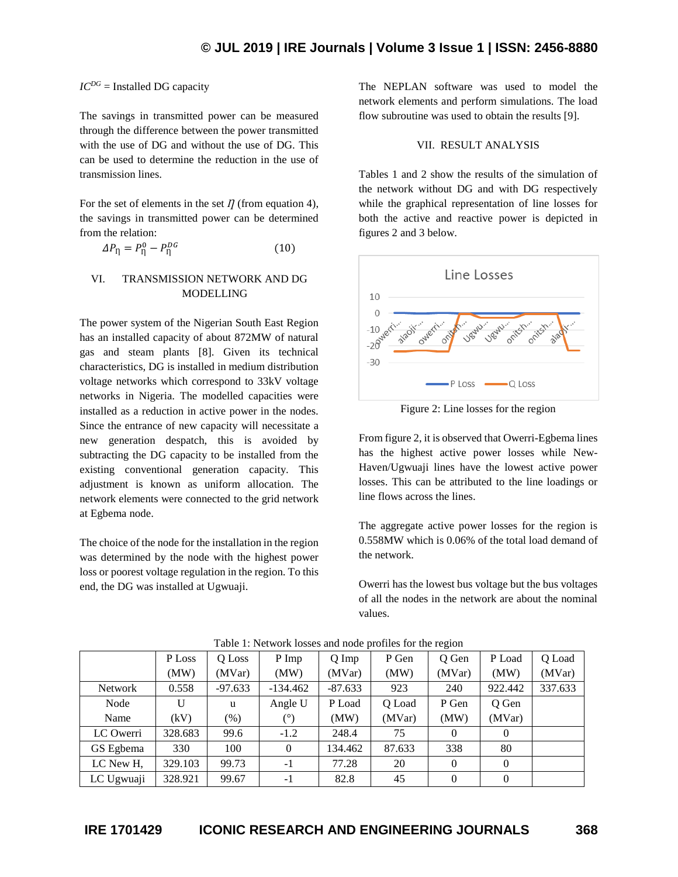$IC^{DG}$ = Installed DG capacity

The savings in transmitted power can be measured through the difference between the power transmitted with the use of DG and without the use of DG. This can be used to determine the reduction in the use of transmission lines.

For the set of elements in the set $\eta$ (from equation 4), the savings in transmitted power can be determined from the relation:

$$\Delta P_{\eta} = P_{\eta}^{0} - P_{\eta}^{DG} \quad (10)$$

## VI. TRANSMISSION NETWORK AND DG MODELLING

The power system of the Nigerian South East Region has an installed capacity of about 872MW of natural gas and steam plants [8]. Given its technical characteristics, DG is installed in medium distribution voltage networks which correspond to 33kV voltage networks in Nigeria. The modelled capacities were installed as a reduction in active power in the nodes. Since the entrance of new capacity will necessitate a new generation despatch, this is avoided by subtracting the DG capacity to be installed from the existing conventional generation capacity. This adjustment is known as uniform allocation. The network elements were connected to the grid network at Egbema node.

The choice of the node for the installation in the region was determined by the node with the highest power loss or poorest voltage regulation in the region. To this end, the DG was installed at Ugwuaji.

The NEPLAN software was used to model the network elements and perform simulations. The load flow subroutine was used to obtain the results [9].

## VII. RESULT ANALYSIS

Tables 1 and 2 show the results of the simulation of the network without DG and with DG respectively while the graphical representation of line losses for both the active and reactive power is depicted in figures 2 and 3 below.

Figure 2: Line losses for the region

From figure 2, it is observed that Owerri-Egbema lines has the highest active power losses while New-Haven/Ugwuaji lines have the lowest active power losses. This can be attributed to the line loadings or line flows across the lines.

The aggregate active power losses for the region is 0.558MW which is 0.06% of the total load demand of the network.

Owerri has the lowest bus voltage but the bus voltages of all the nodes in the network are about the nominal values.

Table 1: Network losses and node profiles for the region

| | P Loss (MW) | Q Loss (MVar) | P Imp (MW) | Q Imp (MVar) | P Gen (MW) | Q Gen (MVar) | P Load (MW) | Q Load (MVar) |
|---|---|---|---|---|---|---|---|---|
| Network | 0.558 | -97.633 | -134.462 | -87.633 | 923 | 240 | 922.442 | 337.633 |
| Node Name | U (kV) | u (%) | Angle U (°) | P Load (MW) | Q Load (MVar) | P Gen (MW) | Q Gen (MVar) | |
| LC Owerri | 328.683 | 99.6 | -1.2 | 248.4 | 75 | 0 | 0 | |
| GS Egbema | 330 | 100 | 0 | 134.462 | 87.633 | 338 | 80 | |
| LC New H, | 329.103 | 99.73 | -1 | 77.28 | 20 | 0 | 0 | |
| LC Ugwuaji | 328.921 | 99.67 | -1 | 82.8 | 45 | 0 | 0 | |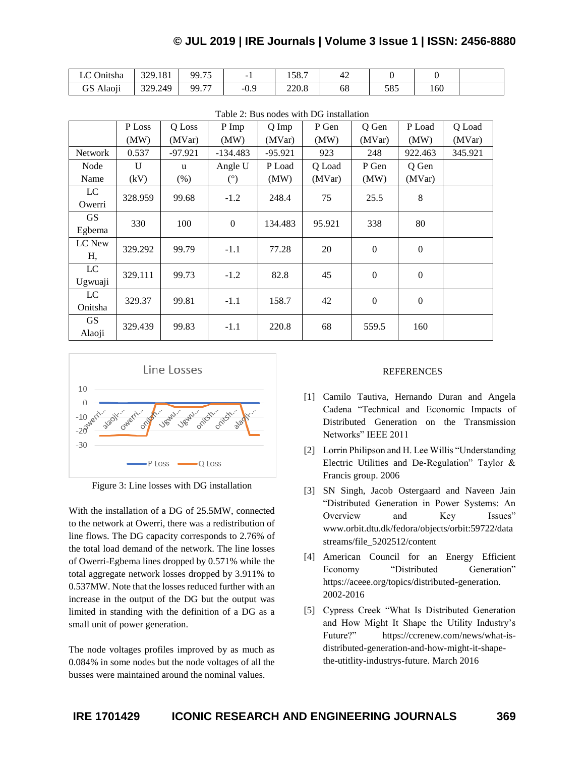| LC Onitsha | 329.181 | 99.75 | -1 | 158.7 | 42 | 0 | 0 | |
|---|---|---|---|---|---|---|---|---|
| GS Alaoji | 329.249 | 99.77 | -0.9 | 220.8 | 68 | 585 | 160 | |

Table 2: Bus nodes with DG installation

| | P Loss (MW) | Q Loss (MVar) | P Imp (MW) | Q Imp (MVar) | P Gen (MW) | Q Gen (MVar) | P Load (MW) | Q Load (MVar) |
|---|---|---|---|---|---|---|---|---|
| Network | 0.537 | -97.921 | -134.483 | -95.921 | 923 | 248 | 922.463 | 345.921 |
| Node Name | U (kV) | u (%) | Angle U (°) | P Load (MW) | Q Load (MVar) | P Gen (MW) | Q Gen (MVar) | |
| LC Owerri | 328.959 | 99.68 | -1.2 | 248.4 | 75 | 25.5 | 8 | |
| GS Egbema | 330 | 100 | 0 | 134.483 | 95.921 | 338 | 80 | |
| LC New H, | 329.292 | 99.79 | -1.1 | 77.28 | 20 | 0 | 0 | |
| LC Ugwuaji | 329.111 | 99.73 | -1.2 | 82.8 | 45 | 0 | 0 | |
| LC Onitsha | 329.37 | 99.81 | -1.1 | 158.7 | 42 | 0 | 0 | |
| GS Alaoji | 329.439 | 99.83 | -1.1 | 220.8 | 68 | 559.5 | 160 | |

Figure 3: Line losses with DG installation

With the installation of a DG of 25.5MW, connected to the network at Owerri, there was a redistribution of line flows. The DG capacity corresponds to 2.76% of the total load demand of the network. The line losses of Owerri-Egbema lines dropped by 0.571% while the total aggregate network losses dropped by 3.911% to 0.537MW. Note that the losses reduced further with an increase in the output of the DG but the output was limited in standing with the definition of a DG as a small unit of power generation.

The node voltages profiles improved by as much as 0.084% in some nodes but the node voltages of all the busses were maintained around the nominal values.

## REFERENCES

[1] Camilo Tautiva, Hernando Duran and Angela Cadena "Technical and Economic Impacts of Distributed Generation on the Transmission Networks" IEEE 2011

[2] Lorrin Philipson and H. Lee Willis "Understanding Electric Utilities and De-Regulation" Taylor & Francis group. 2006

[3] SN Singh, Jacob Ostergaard and Naveen Jain "Distributed Generation in Power Systems: An Overview and Key Issues" www.orbit.dtu.dk/fedora/objects/orbit:59722/datastreams/file_5202512/content

[4] American Council for an Energy Efficient Economy "Distributed Generation" https://aceee.org/topics/distributed-generation. 2002-2016

[5] Cypress Creek "What Is Distributed Generation and How Might It Shape the Utility Industry's Future?" https://ccrenew.com/news/what-is-distributed-generation-and-how-might-it-shape-the-utitlity-industrys-future. March 2016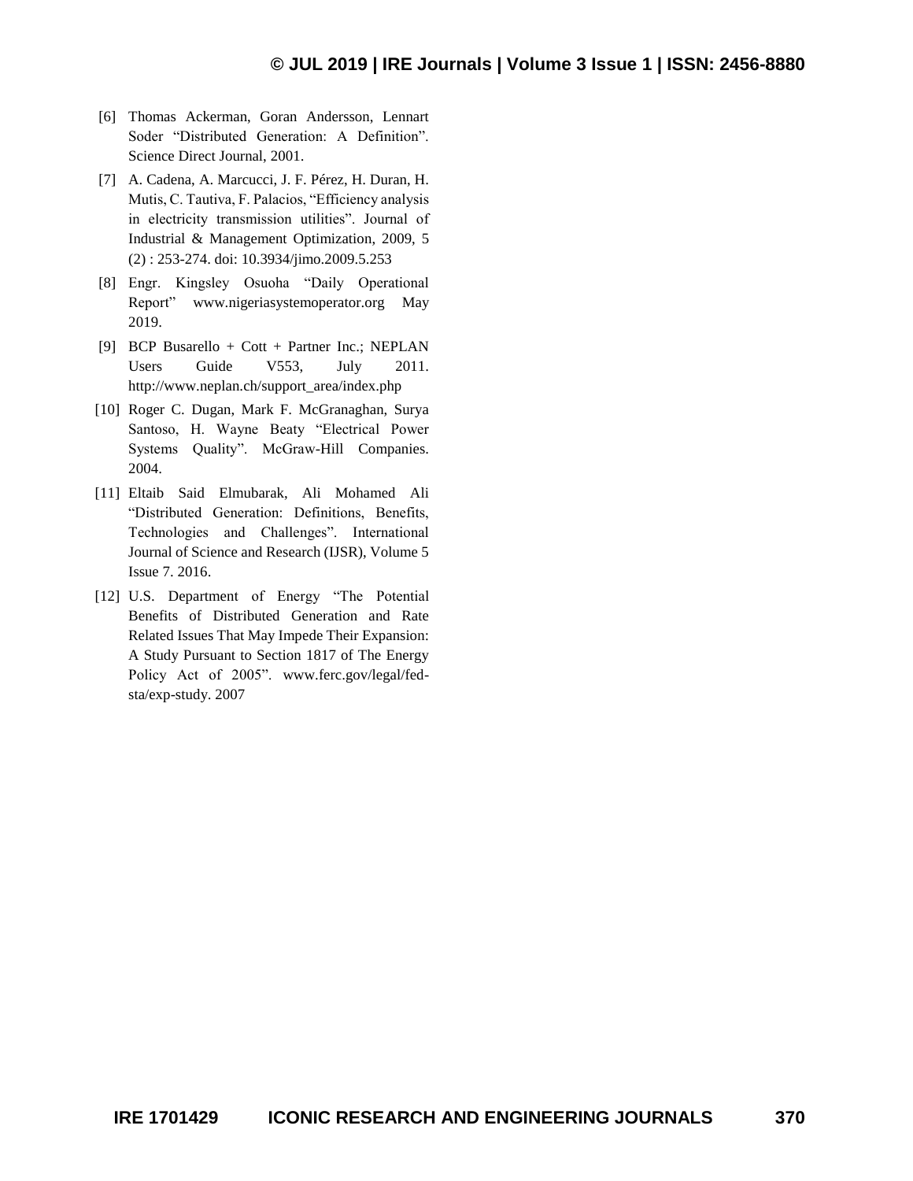[6] Thomas Ackerman, Goran Andersson, Lennart Soder "Distributed Generation: A Definition". Science Direct Journal, 2001.

[7] A. Cadena, A. Marcucci, J. F. Pérez, H. Duran, H. Mutis, C. Tautiva, F. Palacios, "Efficiency analysis in electricity transmission utilities". Journal of Industrial & Management Optimization, 2009, 5 (2) : 253-274. doi: 10.3934/jimo.2009.5.253

[8] Engr. Kingsley Osuoha "Daily Operational Report" www.nigeriasystemoperator.org May 2019.

[9] BCP Busarello + Cott + Partner Inc.; NEPLAN Users Guide V553, July 2011. http://www.neplan.ch/support_area/index.php

[10] Roger C. Dugan, Mark F. McGranaghan, Surya Santoso, H. Wayne Beaty "Electrical Power Systems Quality". McGraw-Hill Companies. 2004.

[11] Eltaib Said Elmubarak, Ali Mohamed Ali "Distributed Generation: Definitions, Benefits, Technologies and Challenges". International Journal of Science and Research (IJSR), Volume 5 Issue 7. 2016.

[12] U.S. Department of Energy "The Potential Benefits of Distributed Generation and Rate Related Issues That May Impede Their Expansion: A Study Pursuant to Section 1817 of The Energy Policy Act of 2005". www.ferc.gov/legal/fed-sta/exp-study. 2007